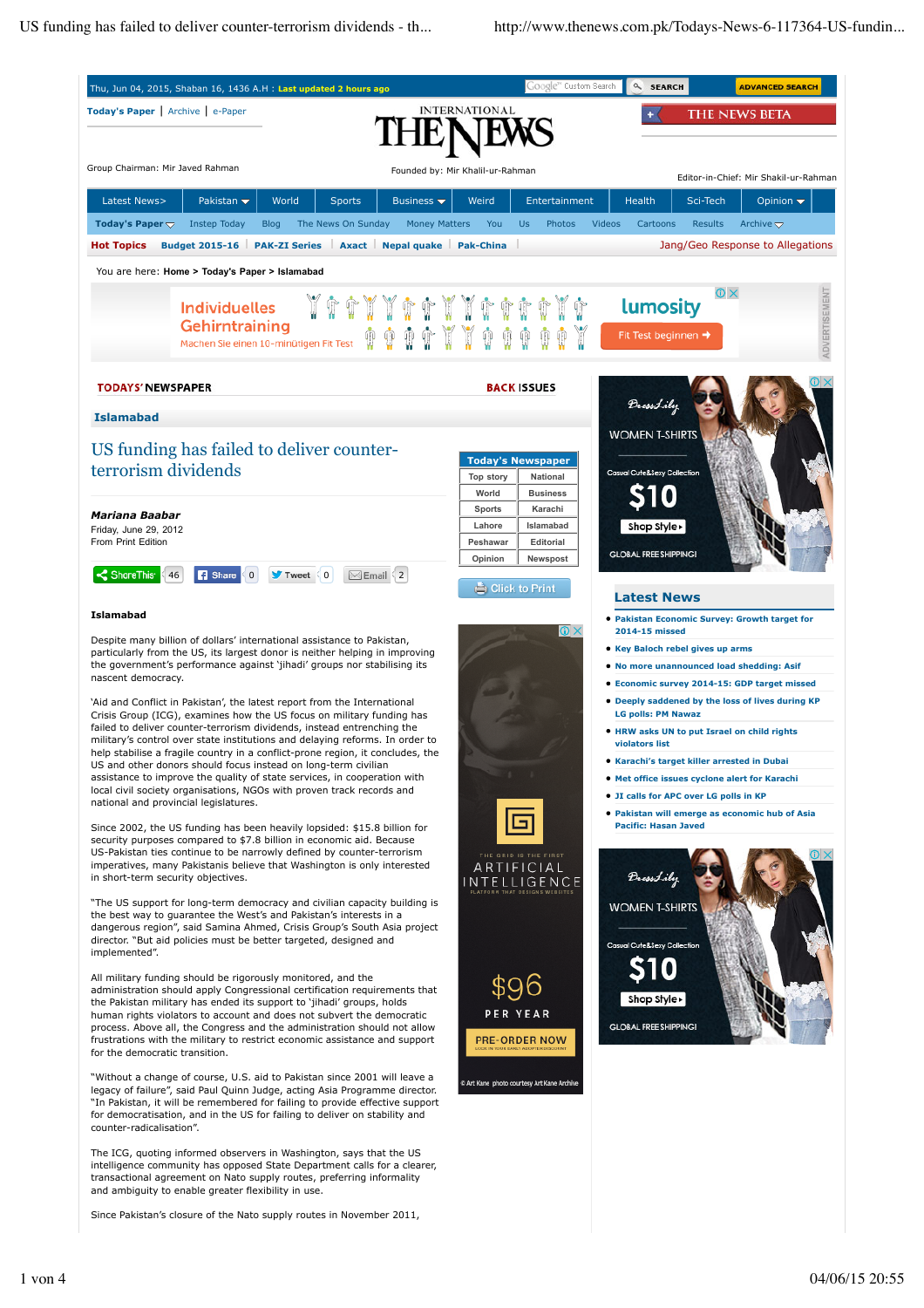# US funding has failed to deliver counter-terrorism dividends

***Mariana Baabar***
Friday, June 29, 2012
From Print Edition

**Islamabad**

Despite many billion of dollars' international assistance to Pakistan, particularly from the US, its largest donor is neither helping in improving the government's performance against 'jihadi' groups nor stabilising its nascent democracy.

'Aid and Conflict in Pakistan', the latest report from the International Crisis Group (ICG), examines how the US focus on military funding has failed to deliver counter-terrorism dividends, instead entrenching the military's control over state institutions and delaying reforms. In order to help stabilise a fragile country in a conflict-prone region, it concludes, the US and other donors should focus instead on long-term civilian assistance to improve the quality of state services, in cooperation with local civil society organisations, NGOs with proven track records and national and provincial legislatures.

Since 2002, the US funding has been heavily lopsided: $15.8 billion for security purposes compared to $7.8 billion in economic aid. Because US-Pakistan ties continue to be narrowly defined by counter-terrorism imperatives, many Pakistanis believe that Washington is only interested in short-term security objectives.

"The US support for long-term democracy and civilian capacity building is the best way to guarantee the West's and Pakistan's interests in a dangerous region", said Samina Ahmed, Crisis Group's South Asia project director. "But aid policies must be better targeted, designed and implemented".

All military funding should be rigorously monitored, and the administration should apply Congressional certification requirements that the Pakistan military has ended its support to 'jihadi' groups, holds human rights violators to account and does not subvert the democratic process. Above all, the Congress and the administration should not allow frustrations with the military to restrict economic assistance and support for the democratic transition.

"Without a change of course, U.S. aid to Pakistan since 2001 will leave a legacy of failure", said Paul Quinn Judge, acting Asia Programme director. "In Pakistan, it will be remembered for failing to provide effective support for democratisation, and in the US for failing to deliver on stability and counter-radicalisation".

The ICG, quoting informed observers in Washington, says that the US intelligence community has opposed State Department calls for a clearer, transactional agreement on Nato supply routes, preferring informality and ambiguity to enable greater flexibility in use.

Since Pakistan's closure of the Nato supply routes in November 2011,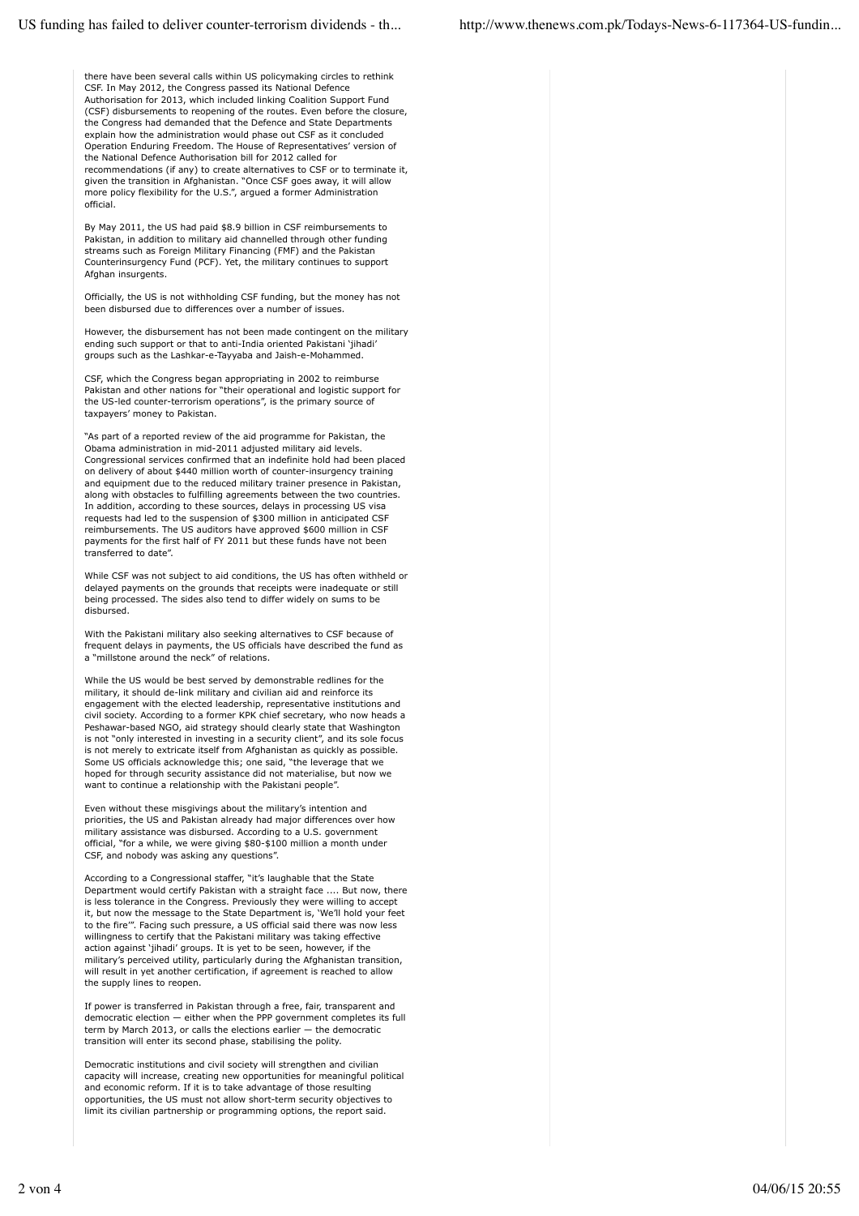there have been several calls within US policymaking circles to rethink CSF. In May 2012, the Congress passed its National Defence Authorisation for 2013, which included linking Coalition Support Fund (CSF) disbursements to reopening of the routes. Even before the closure, the Congress had demanded that the Defence and State Departments explain how the administration would phase out CSF as it concluded Operation Enduring Freedom. The House of Representatives' version of the National Defence Authorisation bill for 2012 called for recommendations (if any) to create alternatives to CSF or to terminate it, given the transition in Afghanistan. "Once CSF goes away, it will allow more policy flexibility for the U.S.", argued a former Administration official.

By May 2011, the US had paid $8.9 billion in CSF reimbursements to Pakistan, in addition to military aid channelled through other funding streams such as Foreign Military Financing (FMF) and the Pakistan Counterinsurgency Fund (PCF). Yet, the military continues to support Afghan insurgents.

Officially, the US is not withholding CSF funding, but the money has not been disbursed due to differences over a number of issues.

However, the disbursement has not been made contingent on the military ending such support or that to anti-India oriented Pakistani 'jihadi' groups such as the Lashkar-e-Tayyaba and Jaish-e-Mohammed.

CSF, which the Congress began appropriating in 2002 to reimburse Pakistan and other nations for "their operational and logistic support for the US-led counter-terrorism operations", is the primary source of taxpayers' money to Pakistan.

"As part of a reported review of the aid programme for Pakistan, the Obama administration in mid-2011 adjusted military aid levels. Congressional services confirmed that an indefinite hold had been placed on delivery of about $440 million worth of counter-insurgency training and equipment due to the reduced military trainer presence in Pakistan, along with obstacles to fulfilling agreements between the two countries. In addition, according to these sources, delays in processing US visa requests had led to the suspension of $300 million in anticipated CSF reimbursements. The US auditors have approved $600 million in CSF payments for the first half of FY 2011 but these funds have not been transferred to date".

While CSF was not subject to aid conditions, the US has often withheld or delayed payments on the grounds that receipts were inadequate or still being processed. The sides also tend to differ widely on sums to be disbursed.

With the Pakistani military also seeking alternatives to CSF because of frequent delays in payments, the US officials have described the fund as a "millstone around the neck" of relations.

While the US would be best served by demonstrable redlines for the military, it should de-link military and civilian aid and reinforce its engagement with the elected leadership, representative institutions and civil society. According to a former KPK chief secretary, who now heads a Peshawar-based NGO, aid strategy should clearly state that Washington is not "only interested in investing in a security client", and its sole focus is not merely to extricate itself from Afghanistan as quickly as possible. Some US officials acknowledge this; one said, "the leverage that we hoped for through security assistance did not materialise, but now we want to continue a relationship with the Pakistani people".

Even without these misgivings about the military's intention and priorities, the US and Pakistan already had major differences over how military assistance was disbursed. According to a U.S. government official, "for a while, we were giving $80-$100 million a month under CSF, and nobody was asking any questions".

According to a Congressional staffer, "it's laughable that the State Department would certify Pakistan with a straight face .... But now, there is less tolerance in the Congress. Previously they were willing to accept it, but now the message to the State Department is, 'We'll hold your feet to the fire'". Facing such pressure, a US official said there was now less willingness to certify that the Pakistani military was taking effective action against 'jihadi' groups. It is yet to be seen, however, if the military's perceived utility, particularly during the Afghanistan transition, will result in yet another certification, if agreement is reached to allow the supply lines to reopen.

If power is transferred in Pakistan through a free, fair, transparent and democratic election — either when the PPP government completes its full term by March 2013, or calls the elections earlier — the democratic transition will enter its second phase, stabilising the polity.

Democratic institutions and civil society will strengthen and civilian capacity will increase, creating new opportunities for meaningful political and economic reform. If it is to take advantage of those resulting opportunities, the US must not allow short-term security objectives to limit its civilian partnership or programming options, the report said.